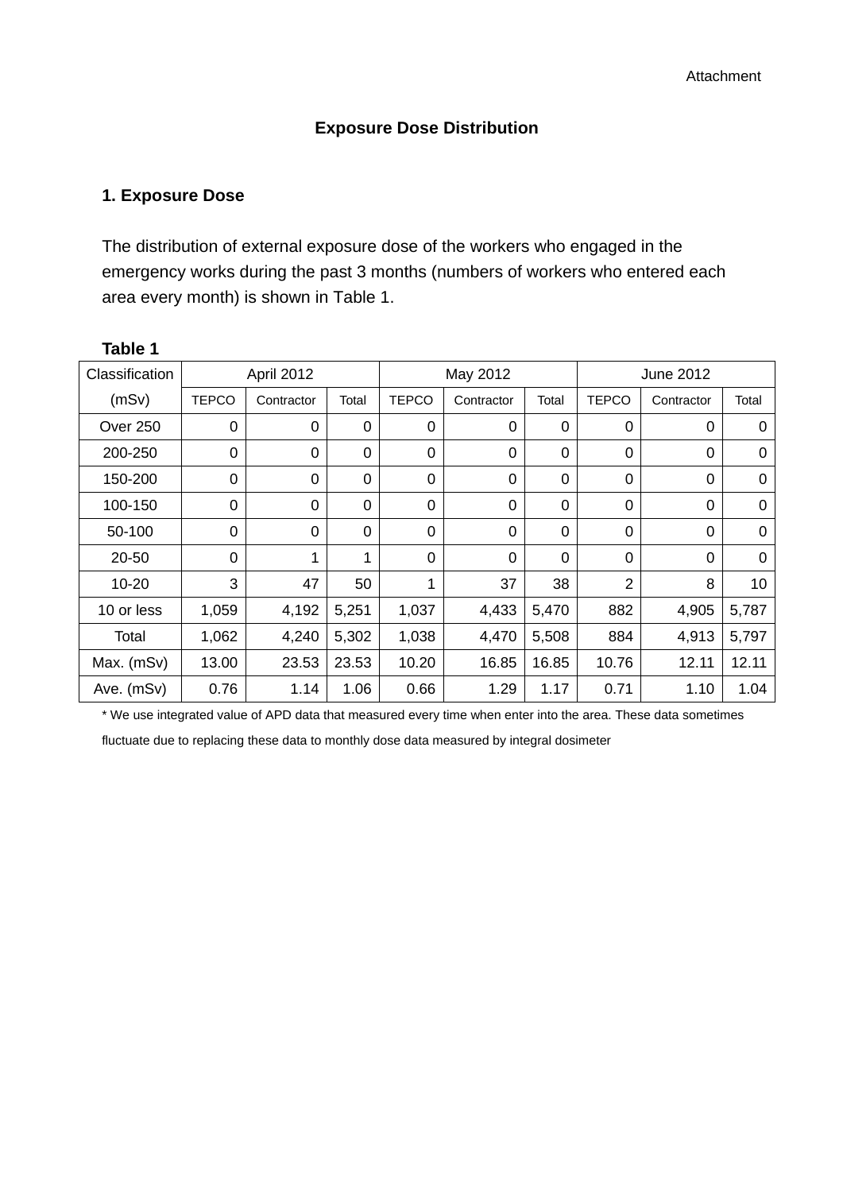Attachment

## Exposure Dose Distribution

### 1. Exposure Dose

The distribution of external exposure dose of the workers who engaged in the emergency works during the past 3 months (numbers of workers who entered each area every month) is shown in Table 1.

**Table 1**

| Classification | April 2012 | | | May 2012 | | | June 2012 | | |
|---|---|---|---|---|---|---|---|---|---|
| (mSv) | TEPCO | Contractor | Total | TEPCO | Contractor | Total | TEPCO | Contractor | Total |
| Over 250 | 0 | 0 | 0 | 0 | 0 | 0 | 0 | 0 | 0 |
| 200-250 | 0 | 0 | 0 | 0 | 0 | 0 | 0 | 0 | 0 |
| 150-200 | 0 | 0 | 0 | 0 | 0 | 0 | 0 | 0 | 0 |
| 100-150 | 0 | 0 | 0 | 0 | 0 | 0 | 0 | 0 | 0 |
| 50-100 | 0 | 0 | 0 | 0 | 0 | 0 | 0 | 0 | 0 |
| 20-50 | 0 | 1 | 1 | 0 | 0 | 0 | 0 | 0 | 0 |
| 10-20 | 3 | 47 | 50 | 1 | 37 | 38 | 2 | 8 | 10 |
| 10 or less | 1,059 | 4,192 | 5,251 | 1,037 | 4,433 | 5,470 | 882 | 4,905 | 5,787 |
| Total | 1,062 | 4,240 | 5,302 | 1,038 | 4,470 | 5,508 | 884 | 4,913 | 5,797 |
| Max. (mSv) | 13.00 | 23.53 | 23.53 | 10.20 | 16.85 | 16.85 | 10.76 | 12.11 | 12.11 |
| Ave. (mSv) | 0.76 | 1.14 | 1.06 | 0.66 | 1.29 | 1.17 | 0.71 | 1.10 | 1.04 |

* We use integrated value of APD data that measured every time when enter into the area. These data sometimes fluctuate due to replacing these data to monthly dose data measured by integral dosimeter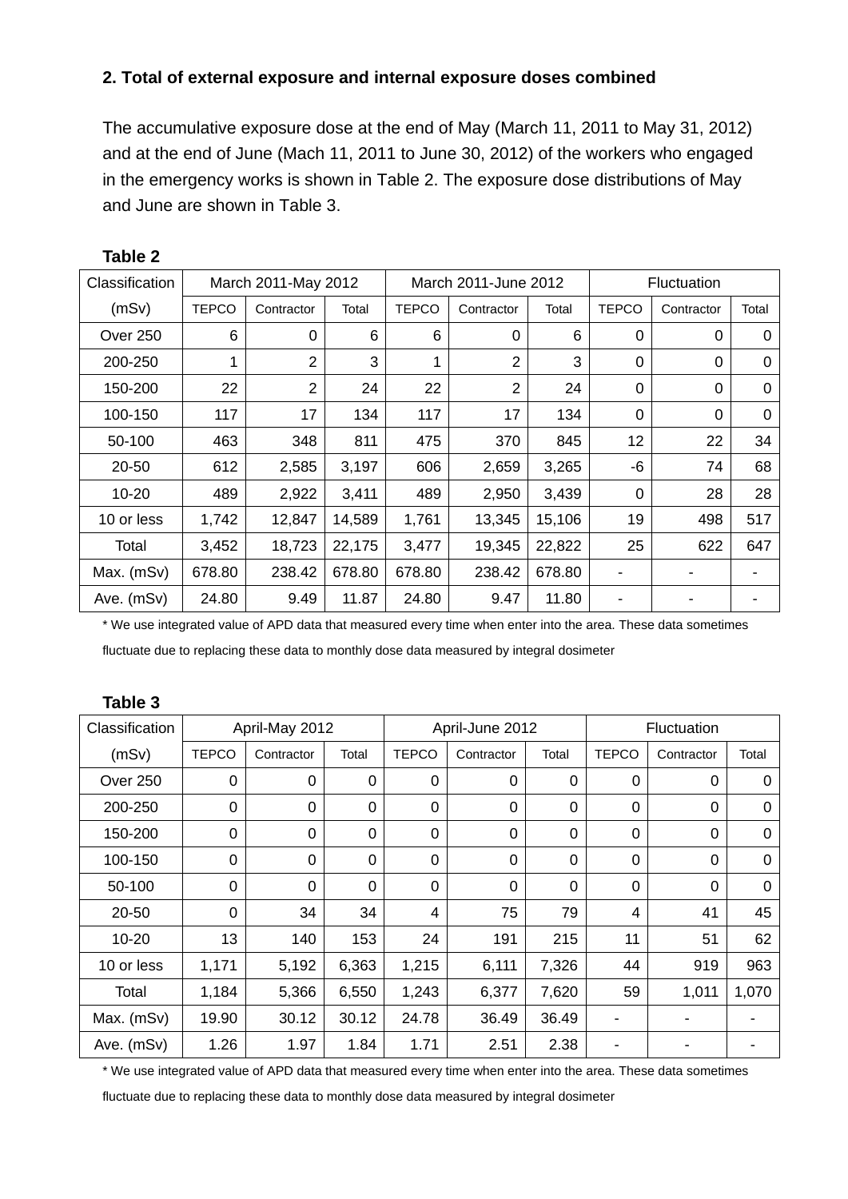## 2. Total of external exposure and internal exposure doses combined

The accumulative exposure dose at the end of May (March 11, 2011 to May 31, 2012) and at the end of June (Mach 11, 2011 to June 30, 2012) of the workers who engaged in the emergency works is shown in Table 2. The exposure dose distributions of May and June are shown in Table 3.

**Table 2**

| Classification (mSv) | March 2011-May 2012 | | | March 2011-June 2012 | | | Fluctuation | | |
|---|---|---|---|---|---|---|---|---|---|
| | TEPCO | Contractor | Total | TEPCO | Contractor | Total | TEPCO | Contractor | Total |
| Over 250 | 6 | 0 | 6 | 6 | 0 | 6 | 0 | 0 | 0 |
| 200-250 | 1 | 2 | 3 | 1 | 2 | 3 | 0 | 0 | 0 |
| 150-200 | 22 | 2 | 24 | 22 | 2 | 24 | 0 | 0 | 0 |
| 100-150 | 117 | 17 | 134 | 117 | 17 | 134 | 0 | 0 | 0 |
| 50-100 | 463 | 348 | 811 | 475 | 370 | 845 | 12 | 22 | 34 |
| 20-50 | 612 | 2,585 | 3,197 | 606 | 2,659 | 3,265 | -6 | 74 | 68 |
| 10-20 | 489 | 2,922 | 3,411 | 489 | 2,950 | 3,439 | 0 | 28 | 28 |
| 10 or less | 1,742 | 12,847 | 14,589 | 1,761 | 13,345 | 15,106 | 19 | 498 | 517 |
| Total | 3,452 | 18,723 | 22,175 | 3,477 | 19,345 | 22,822 | 25 | 622 | 647 |
| Max. (mSv) | 678.80 | 238.42 | 678.80 | 678.80 | 238.42 | 678.80 | - | - | - |
| Ave. (mSv) | 24.80 | 9.49 | 11.87 | 24.80 | 9.47 | 11.80 | - | - | - |

\* We use integrated value of APD data that measured every time when enter into the area. These data sometimes fluctuate due to replacing these data to monthly dose data measured by integral dosimeter

**Table 3**

| Classification (mSv) | April-May 2012 | | | April-June 2012 | | | Fluctuation | | |
|---|---|---|---|---|---|---|---|---|---|
| | TEPCO | Contractor | Total | TEPCO | Contractor | Total | TEPCO | Contractor | Total |
| Over 250 | 0 | 0 | 0 | 0 | 0 | 0 | 0 | 0 | 0 |
| 200-250 | 0 | 0 | 0 | 0 | 0 | 0 | 0 | 0 | 0 |
| 150-200 | 0 | 0 | 0 | 0 | 0 | 0 | 0 | 0 | 0 |
| 100-150 | 0 | 0 | 0 | 0 | 0 | 0 | 0 | 0 | 0 |
| 50-100 | 0 | 0 | 0 | 0 | 0 | 0 | 0 | 0 | 0 |
| 20-50 | 0 | 34 | 34 | 4 | 75 | 79 | 4 | 41 | 45 |
| 10-20 | 13 | 140 | 153 | 24 | 191 | 215 | 11 | 51 | 62 |
| 10 or less | 1,171 | 5,192 | 6,363 | 1,215 | 6,111 | 7,326 | 44 | 919 | 963 |
| Total | 1,184 | 5,366 | 6,550 | 1,243 | 6,377 | 7,620 | 59 | 1,011 | 1,070 |
| Max. (mSv) | 19.90 | 30.12 | 30.12 | 24.78 | 36.49 | 36.49 | - | - | - |
| Ave. (mSv) | 1.26 | 1.97 | 1.84 | 1.71 | 2.51 | 2.38 | - | - | - |

\* We use integrated value of APD data that measured every time when enter into the area. These data sometimes fluctuate due to replacing these data to monthly dose data measured by integral dosimeter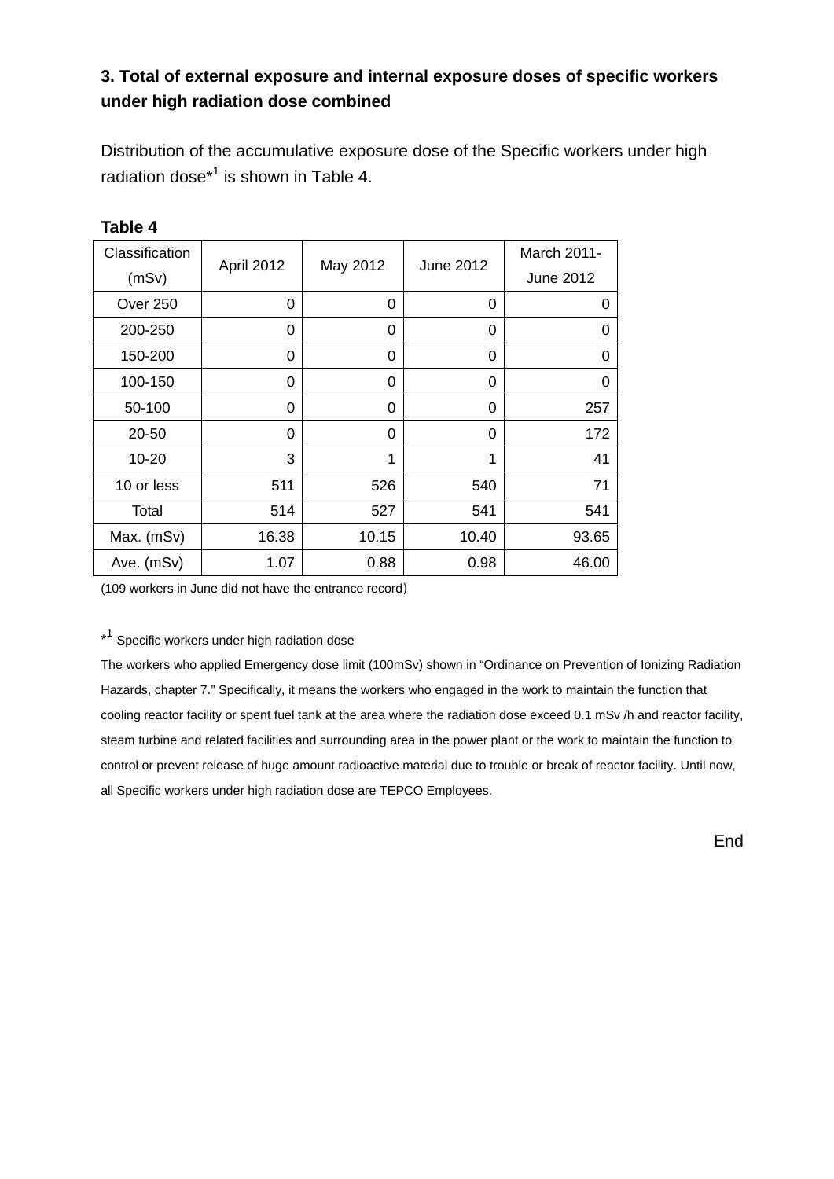### 3. Total of external exposure and internal exposure doses of specific workers under high radiation dose combined

Distribution of the accumulative exposure dose of the Specific workers under high radiation dose*[1] is shown in Table 4.

**Table 4**

| Classification (mSv) | April 2012 | May 2012 | June 2012 | March 2011-June 2012 |
|---|---|---|---|---|
| Over 250 | 0 | 0 | 0 | 0 |
| 200-250 | 0 | 0 | 0 | 0 |
| 150-200 | 0 | 0 | 0 | 0 |
| 100-150 | 0 | 0 | 0 | 0 |
| 50-100 | 0 | 0 | 0 | 257 |
| 20-50 | 0 | 0 | 0 | 172 |
| 10-20 | 3 | 1 | 1 | 41 |
| 10 or less | 511 | 526 | 540 | 71 |
| Total | 514 | 527 | 541 | 541 |
| Max. (mSv) | 16.38 | 10.15 | 10.40 | 93.65 |
| Ave. (mSv) | 1.07 | 0.88 | 0.98 | 46.00 |

(109 workers in June did not have the entrance record)

*[1] Specific workers under high radiation dose

The workers who applied Emergency dose limit (100mSv) shown in "Ordinance on Prevention of Ionizing Radiation Hazards, chapter 7." Specifically, it means the workers who engaged in the work to maintain the function that cooling reactor facility or spent fuel tank at the area where the radiation dose exceed 0.1 mSv /h and reactor facility, steam turbine and related facilities and surrounding area in the power plant or the work to maintain the function to control or prevent release of huge amount radioactive material due to trouble or break of reactor facility. Until now, all Specific workers under high radiation dose are TEPCO Employees.

End